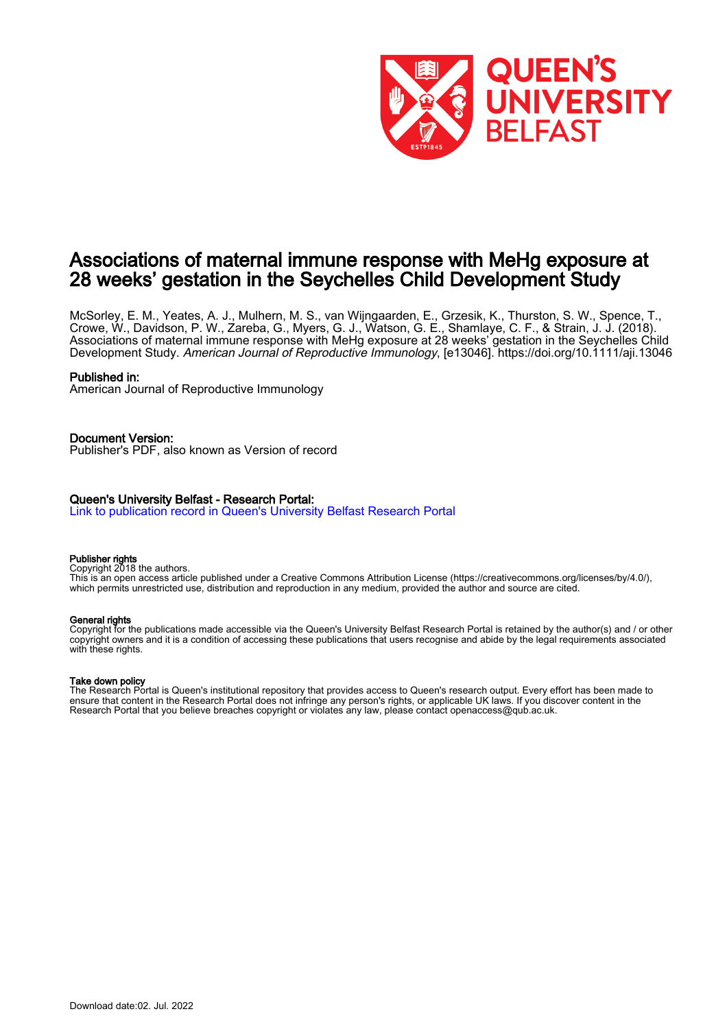# Associations of maternal immune response with MeHg exposure at 28 weeks' gestation in the Seychelles Child Development Study

McSorley, E. M., Yeates, A. J., Mulhern, M. S., van Wijngaarden, E., Grzesik, K., Thurston, S. W., Spence, T., Crowe, W., Davidson, P. W., Zareba, G., Myers, G. J., Watson, G. E., Shamlaye, C. F., & Strain, J. J. (2018). Associations of maternal immune response with MeHg exposure at 28 weeks' gestation in the Seychelles Child Development Study. *American Journal of Reproductive Immunology*, [e13046]. https://doi.org/10.1111/aji.13046

**Published in:**
American Journal of Reproductive Immunology

**Document Version:**
Publisher's PDF, also known as Version of record

**Queen's University Belfast - Research Portal:**
Link to publication record in Queen's University Belfast Research Portal

**Publisher rights**
Copyright 2018 the authors.
This is an open access article published under a Creative Commons Attribution License (https://creativecommons.org/licenses/by/4.0/), which permits unrestricted use, distribution and reproduction in any medium, provided the author and source are cited.

**General rights**
Copyright for the publications made accessible via the Queen's University Belfast Research Portal is retained by the author(s) and / or other copyright owners and it is a condition of accessing these publications that users recognise and abide by the legal requirements associated with these rights.

**Take down policy**
The Research Portal is Queen's institutional repository that provides access to Queen's research output. Every effort has been made to ensure that content in the Research Portal does not infringe any person's rights, or applicable UK laws. If you discover content in the Research Portal that you believe breaches copyright or violates any law, please contact openaccess@qub.ac.uk.

Download date:02. Jul. 2022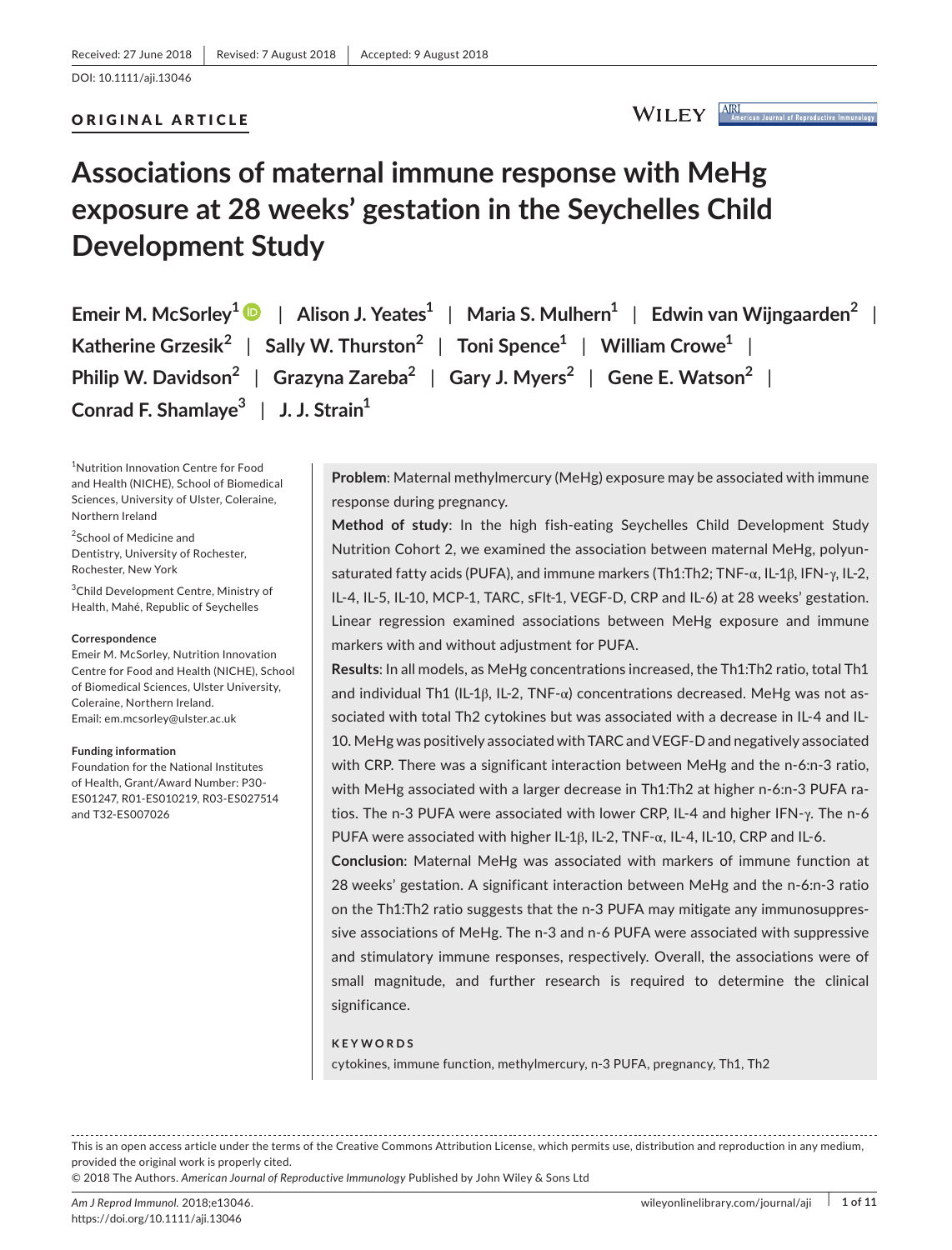Received: 27 June 2018 | Revised: 7 August 2018 | Accepted: 9 August 2018

DOI: 10.1111/aji.13046

ORIGINAL ARTICLE

# Associations of maternal immune response with MeHg exposure at 28 weeks' gestation in the Seychelles Child Development Study

**Emeir M. McSorley[1]** | **Alison J. Yeates[1]** | **Maria S. Mulhern[1]** | **Edwin van Wijngaarden[2]** | **Katherine Grzesik[2]** | **Sally W. Thurston[2]** | **Toni Spence[1]** | **William Crowe[1]** | **Philip W. Davidson[2]** | **Grazyna Zareba[2]** | **Gary J. Myers[2]** | **Gene E. Watson[2]** | **Conrad F. Shamlaye[3]** | **J. J. Strain[1]**

[1]Nutrition Innovation Centre for Food and Health (NICHE), School of Biomedical Sciences, University of Ulster, Coleraine, Northern Ireland

[2]School of Medicine and Dentistry, University of Rochester, Rochester, New York

[3]Child Development Centre, Ministry of Health, Mahé, Republic of Seychelles

**Correspondence**
Emeir M. McSorley, Nutrition Innovation Centre for Food and Health (NICHE), School of Biomedical Sciences, Ulster University, Coleraine, Northern Ireland.
Email: em.mcsorley@ulster.ac.uk

**Funding information**
Foundation for the National Institutes of Health, Grant/Award Number: P30-ES01247, R01-ES010219, R03-ES027514 and T32-ES007026

**Problem**: Maternal methylmercury (MeHg) exposure may be associated with immune response during pregnancy.

**Method of study**: In the high fish-eating Seychelles Child Development Study Nutrition Cohort 2, we examined the association between maternal MeHg, polyunsaturated fatty acids (PUFA), and immune markers (Th1:Th2; TNF-α, IL-1β, IFN-γ, IL-2, IL-4, IL-5, IL-10, MCP-1, TARC, sFlt-1, VEGF-D, CRP and IL-6) at 28 weeks' gestation. Linear regression examined associations between MeHg exposure and immune markers with and without adjustment for PUFA.

**Results**: In all models, as MeHg concentrations increased, the Th1:Th2 ratio, total Th1 and individual Th1 (IL-1β, IL-2, TNF-α) concentrations decreased. MeHg was not associated with total Th2 cytokines but was associated with a decrease in IL-4 and IL-10. MeHg was positively associated with TARC and VEGF-D and negatively associated with CRP. There was a significant interaction between MeHg and the n-6:n-3 ratio, with MeHg associated with a larger decrease in Th1:Th2 at higher n-6:n-3 PUFA ratios. The n-3 PUFA were associated with lower CRP, IL-4 and higher IFN-γ. The n-6 PUFA were associated with higher IL-1β, IL-2, TNF-α, IL-4, IL-10, CRP and IL-6.

**Conclusion**: Maternal MeHg was associated with markers of immune function at 28 weeks' gestation. A significant interaction between MeHg and the n-6:n-3 ratio on the Th1:Th2 ratio suggests that the n-3 PUFA may mitigate any immunosuppressive associations of MeHg. The n-3 and n-6 PUFA were associated with suppressive and stimulatory immune responses, respectively. Overall, the associations were of small magnitude, and further research is required to determine the clinical significance.

**KEYWORDS**
cytokines, immune function, methylmercury, n-3 PUFA, pregnancy, Th1, Th2

This is an open access article under the terms of the Creative Commons Attribution License, which permits use, distribution and reproduction in any medium, provided the original work is properly cited.
© 2018 The Authors. *American Journal of Reproductive Immunology* Published by John Wiley & Sons Ltd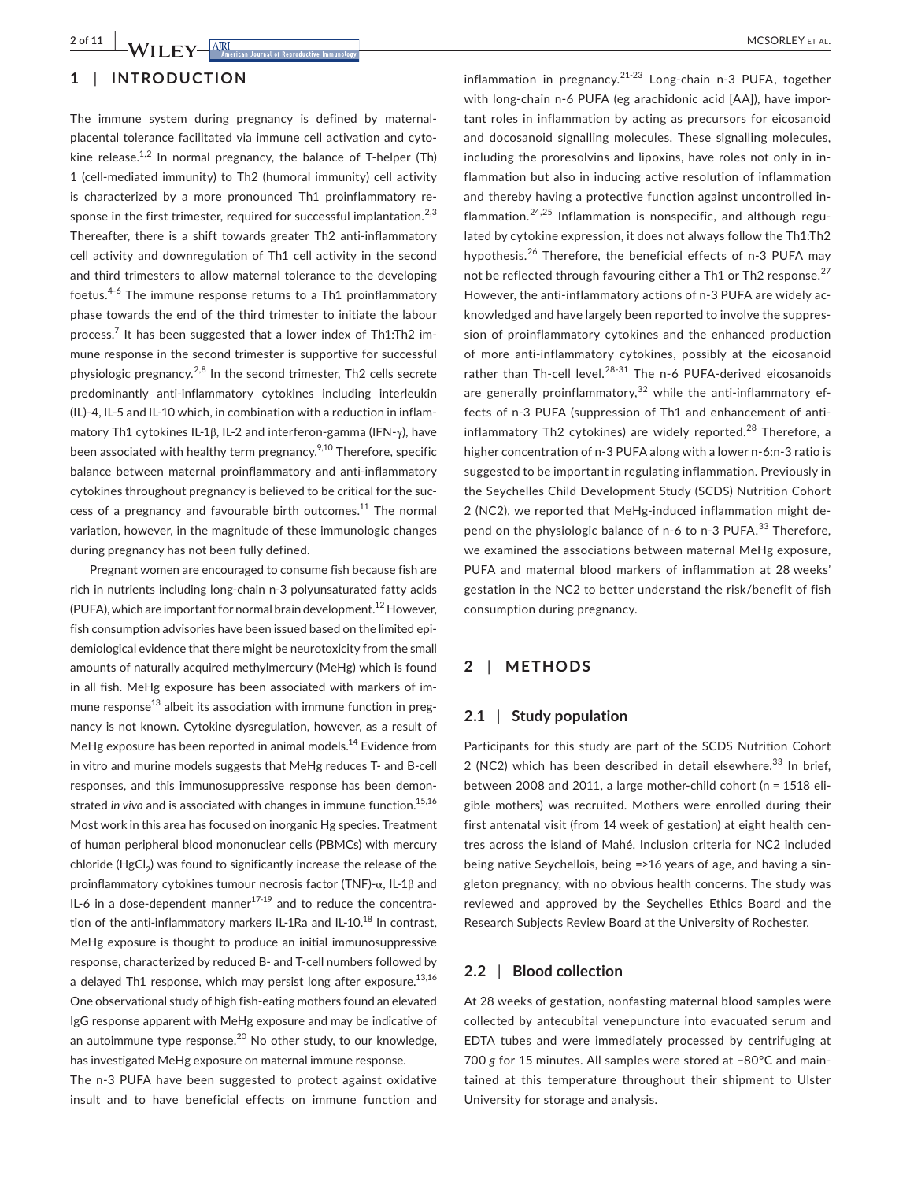## 1 | INTRODUCTION

The immune system during pregnancy is defined by maternal-placental tolerance facilitated via immune cell activation and cytokine release.[1,2] In normal pregnancy, the balance of T-helper (Th) 1 (cell-mediated immunity) to Th2 (humoral immunity) cell activity is characterized by a more pronounced Th1 proinflammatory response in the first trimester, required for successful implantation.[2,3] Thereafter, there is a shift towards greater Th2 anti-inflammatory cell activity and downregulation of Th1 cell activity in the second and third trimesters to allow maternal tolerance to the developing foetus.[4-6] The immune response returns to a Th1 proinflammatory phase towards the end of the third trimester to initiate the labour process.[7] It has been suggested that a lower index of Th1:Th2 immune response in the second trimester is supportive for successful physiologic pregnancy.[2,8] In the second trimester, Th2 cells secrete predominantly anti-inflammatory cytokines including interleukin (IL)-4, IL-5 and IL-10 which, in combination with a reduction in inflammatory Th1 cytokines IL-1β, IL-2 and interferon-gamma (IFN-γ), have been associated with healthy term pregnancy.[9,10] Therefore, specific balance between maternal proinflammatory and anti-inflammatory cytokines throughout pregnancy is believed to be critical for the success of a pregnancy and favourable birth outcomes.[11] The normal variation, however, in the magnitude of these immunologic changes during pregnancy has not been fully defined.

Pregnant women are encouraged to consume fish because fish are rich in nutrients including long-chain n-3 polyunsaturated fatty acids (PUFA), which are important for normal brain development.[12] However, fish consumption advisories have been issued based on the limited epidemiological evidence that there might be neurotoxicity from the small amounts of naturally acquired methylmercury (MeHg) which is found in all fish. MeHg exposure has been associated with markers of immune response[13] albeit its association with immune function in pregnancy is not known. Cytokine dysregulation, however, as a result of MeHg exposure has been reported in animal models.[14] Evidence from in vitro and murine models suggests that MeHg reduces T- and B-cell responses, and this immunosuppressive response has been demonstrated *in vivo* and is associated with changes in immune function.[15,16] Most work in this area has focused on inorganic Hg species. Treatment of human peripheral blood mononuclear cells (PBMCs) with mercury chloride ($HgCl_2$) was found to significantly increase the release of the proinflammatory cytokines tumour necrosis factor (TNF)-α, IL-1β and IL-6 in a dose-dependent manner[17-19] and to reduce the concentration of the anti-inflammatory markers IL-1Ra and IL-10.[18] In contrast, MeHg exposure is thought to produce an initial immunosuppressive response, characterized by reduced B- and T-cell numbers followed by a delayed Th1 response, which may persist long after exposure.[13,16] One observational study of high fish-eating mothers found an elevated IgG response apparent with MeHg exposure and may be indicative of an autoimmune type response.[20] No other study, to our knowledge, has investigated MeHg exposure on maternal immune response.

The n-3 PUFA have been suggested to protect against oxidative insult and to have beneficial effects on immune function and inflammation in pregnancy.[21-23] Long-chain n-3 PUFA, together with long-chain n-6 PUFA (eg arachidonic acid [AA]), have important roles in inflammation by acting as precursors for eicosanoid and docosanoid signalling molecules. These signalling molecules, including the proresolvins and lipoxins, have roles not only in inflammation but also in inducing active resolution of inflammation and thereby having a protective function against uncontrolled inflammation.[24,25] Inflammation is nonspecific, and although regulated by cytokine expression, it does not always follow the Th1:Th2 hypothesis.[26] Therefore, the beneficial effects of n-3 PUFA may not be reflected through favouring either a Th1 or Th2 response.[27] However, the anti-inflammatory actions of n-3 PUFA are widely acknowledged and have largely been reported to involve the suppression of proinflammatory cytokines and the enhanced production of more anti-inflammatory cytokines, possibly at the eicosanoid rather than Th-cell level.[28-31] The n-6 PUFA-derived eicosanoids are generally proinflammatory,[32] while the anti-inflammatory effects of n-3 PUFA (suppression of Th1 and enhancement of anti-inflammatory Th2 cytokines) are widely reported.[28] Therefore, a higher concentration of n-3 PUFA along with a lower n-6:n-3 ratio is suggested to be important in regulating inflammation. Previously in the Seychelles Child Development Study (SCDS) Nutrition Cohort 2 (NC2), we reported that MeHg-induced inflammation might depend on the physiologic balance of n-6 to n-3 PUFA.[33] Therefore, we examined the associations between maternal MeHg exposure, PUFA and maternal blood markers of inflammation at 28 weeks' gestation in the NC2 to better understand the risk/benefit of fish consumption during pregnancy.

## 2 | METHODS

### 2.1 | Study population

Participants for this study are part of the SCDS Nutrition Cohort 2 (NC2) which has been described in detail elsewhere.[33] In brief, between 2008 and 2011, a large mother-child cohort (n = 1518 eligible mothers) was recruited. Mothers were enrolled during their first antenatal visit (from 14 week of gestation) at eight health centres across the island of Mahé. Inclusion criteria for NC2 included being native Seychellois, being =>16 years of age, and having a singleton pregnancy, with no obvious health concerns. The study was reviewed and approved by the Seychelles Ethics Board and the Research Subjects Review Board at the University of Rochester.

### 2.2 | Blood collection

At 28 weeks of gestation, nonfasting maternal blood samples were collected by antecubital venepuncture into evacuated serum and EDTA tubes and were immediately processed by centrifuging at 700 *g* for 15 minutes. All samples were stored at −80°C and maintained at this temperature throughout their shipment to Ulster University for storage and analysis.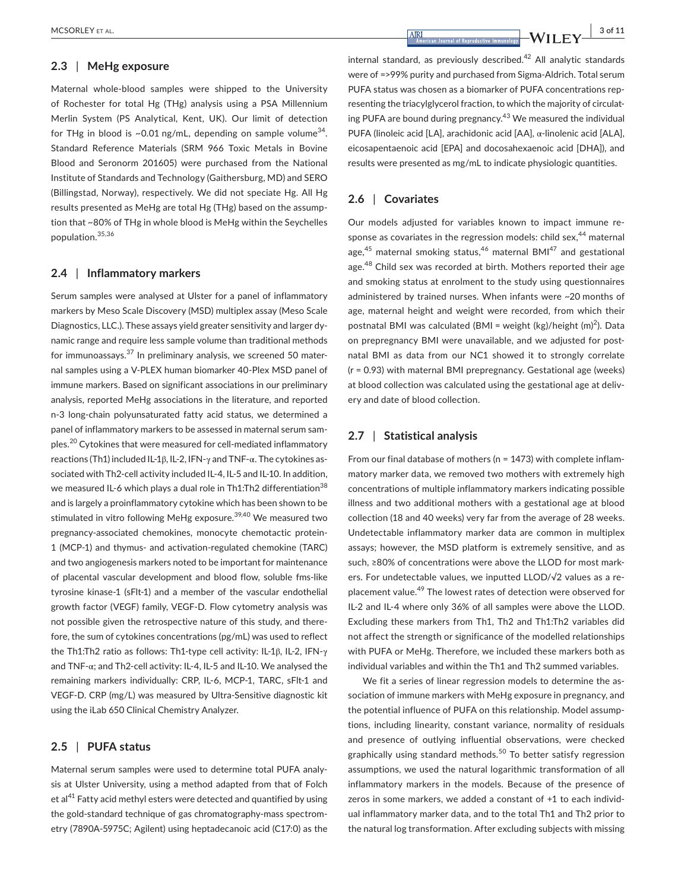## 2.3 | MeHg exposure

Maternal whole-blood samples were shipped to the University of Rochester for total Hg (THg) analysis using a PSA Millennium Merlin System (PS Analytical, Kent, UK). Our limit of detection for THg in blood is ~0.01 ng/mL, depending on sample volume[34]. Standard Reference Materials (SRM 966 Toxic Metals in Bovine Blood and Seronorm 201605) were purchased from the National Institute of Standards and Technology (Gaithersburg, MD) and SERO (Billingstad, Norway), respectively. We did not speciate Hg. All Hg results presented as MeHg are total Hg (THg) based on the assumption that ~80% of THg in whole blood is MeHg within the Seychelles population.[35,36]

## 2.4 | Inflammatory markers

Serum samples were analysed at Ulster for a panel of inflammatory markers by Meso Scale Discovery (MSD) multiplex assay (Meso Scale Diagnostics, LLC.). These assays yield greater sensitivity and larger dynamic range and require less sample volume than traditional methods for immunoassays.[37] In preliminary analysis, we screened 50 maternal samples using a V-PLEX human biomarker 40-Plex MSD panel of immune markers. Based on significant associations in our preliminary analysis, reported MeHg associations in the literature, and reported n-3 long-chain polyunsaturated fatty acid status, we determined a panel of inflammatory markers to be assessed in maternal serum samples.[20] Cytokines that were measured for cell-mediated inflammatory reactions (Th1) included IL-1β, IL-2, IFN-γ and TNF-α. The cytokines associated with Th2-cell activity included IL-4, IL-5 and IL-10. In addition, we measured IL-6 which plays a dual role in Th1:Th2 differentiation[38] and is largely a proinflammatory cytokine which has been shown to be stimulated in vitro following MeHg exposure.[39,40] We measured two pregnancy-associated chemokines, monocyte chemotactic protein-1 (MCP-1) and thymus- and activation-regulated chemokine (TARC) and two angiogenesis markers noted to be important for maintenance of placental vascular development and blood flow, soluble fms-like tyrosine kinase-1 (sFlt-1) and a member of the vascular endothelial growth factor (VEGF) family, VEGF-D. Flow cytometry analysis was not possible given the retrospective nature of this study, and therefore, the sum of cytokines concentrations (pg/mL) was used to reflect the Th1:Th2 ratio as follows: Th1-type cell activity: IL-1β, IL-2, IFN-γ and TNF-α; and Th2-cell activity: IL-4, IL-5 and IL-10. We analysed the remaining markers individually: CRP, IL-6, MCP-1, TARC, sFlt-1 and VEGF-D. CRP (mg/L) was measured by Ultra-Sensitive diagnostic kit using the iLab 650 Clinical Chemistry Analyzer.

## 2.5 | PUFA status

Maternal serum samples were used to determine total PUFA analysis at Ulster University, using a method adapted from that of Folch et al[41] Fatty acid methyl esters were detected and quantified by using the gold-standard technique of gas chromatography-mass spectrometry (7890A-5975C; Agilent) using heptadecanoic acid (C17:0) as the internal standard, as previously described.[42] All analytic standards were of =>99% purity and purchased from Sigma-Aldrich. Total serum PUFA status was chosen as a biomarker of PUFA concentrations representing the triacylglycerol fraction, to which the majority of circulating PUFA are bound during pregnancy.[43] We measured the individual PUFA (linoleic acid [LA], arachidonic acid [AA], α-linolenic acid [ALA], eicosapentaenoic acid [EPA] and docosahexaenoic acid [DHA]), and results were presented as mg/mL to indicate physiologic quantities.

## 2.6 | Covariates

Our models adjusted for variables known to impact immune response as covariates in the regression models: child sex,[44] maternal age,[45] maternal smoking status,[46] maternal BMI[47] and gestational age.[48] Child sex was recorded at birth. Mothers reported their age and smoking status at enrolment to the study using questionnaires administered by trained nurses. When infants were ~20 months of age, maternal height and weight were recorded, from which their postnatal BMI was calculated (BMI = weight (kg)/height (m)$^2$). Data on prepregnancy BMI were unavailable, and we adjusted for postnatal BMI as data from our NC1 showed it to strongly correlate ($r = 0.93$) with maternal BMI prepregnancy. Gestational age (weeks) at blood collection was calculated using the gestational age at delivery and date of blood collection.

## 2.7 | Statistical analysis

From our final database of mothers ($n = 1473$) with complete inflammatory marker data, we removed two mothers with extremely high concentrations of multiple inflammatory markers indicating possible illness and two additional mothers with a gestational age at blood collection (18 and 40 weeks) very far from the average of 28 weeks. Undetectable inflammatory marker data are common in multiplex assays; however, the MSD platform is extremely sensitive, and as such, ≥80% of concentrations were above the LLOD for most markers. For undetectable values, we inputted LLOD/√2 values as a replacement value.[49] The lowest rates of detection were observed for IL-2 and IL-4 where only 36% of all samples were above the LLOD. Excluding these markers from Th1, Th2 and Th1:Th2 variables did not affect the strength or significance of the modelled relationships with PUFA or MeHg. Therefore, we included these markers both as individual variables and within the Th1 and Th2 summed variables.

We fit a series of linear regression models to determine the association of immune markers with MeHg exposure in pregnancy, and the potential influence of PUFA on this relationship. Model assumptions, including linearity, constant variance, normality of residuals and presence of outlying influential observations, were checked graphically using standard methods.[50] To better satisfy regression assumptions, we used the natural logarithmic transformation of all inflammatory markers in the models. Because of the presence of zeros in some markers, we added a constant of +1 to each individual inflammatory marker data, and to the total Th1 and Th2 prior to the natural log transformation. After excluding subjects with missing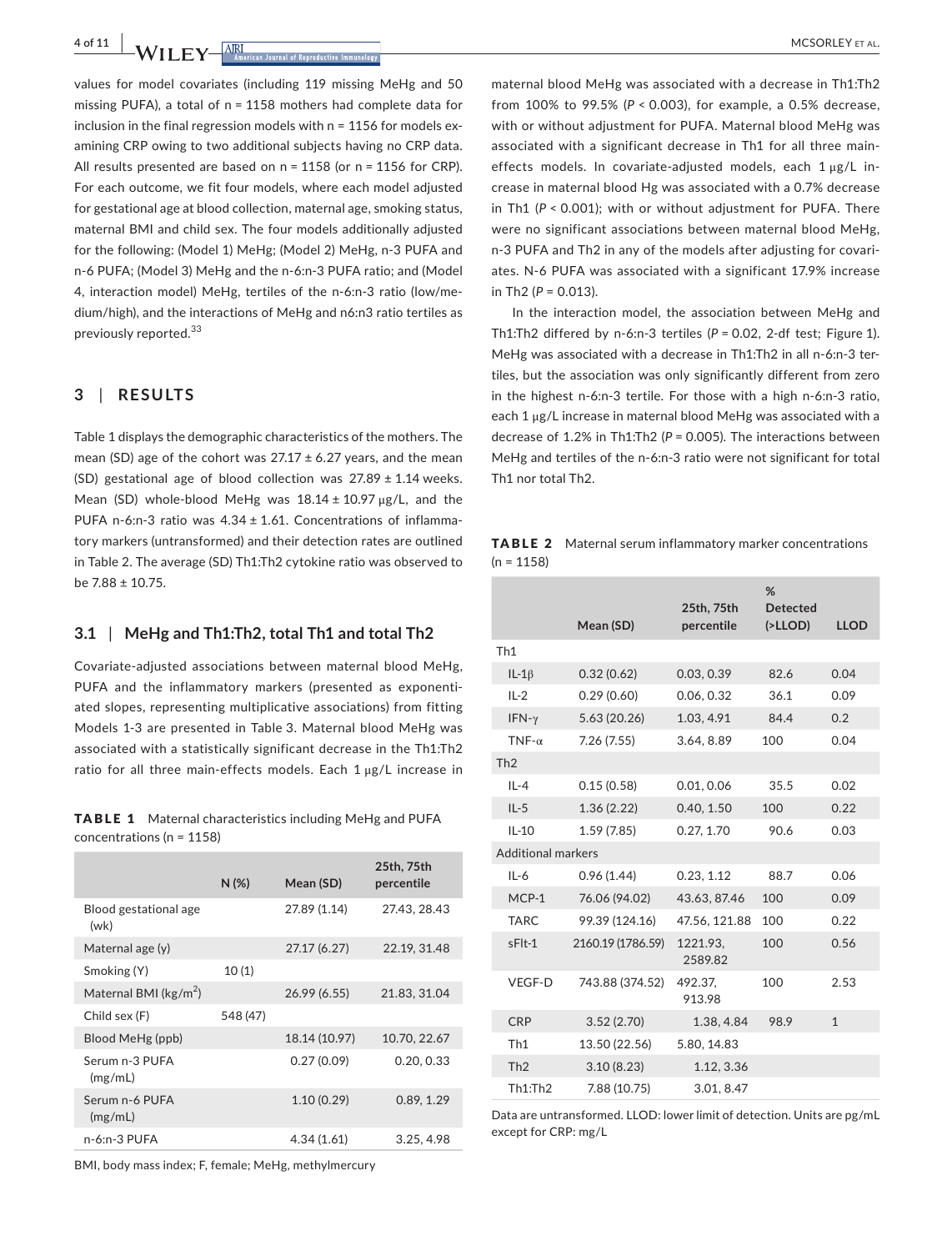values for model covariates (including 119 missing MeHg and 50 missing PUFA), a total of n = 1158 mothers had complete data for inclusion in the final regression models with n = 1156 for models examining CRP owing to two additional subjects having no CRP data. All results presented are based on n = 1158 (or n = 1156 for CRP). For each outcome, we fit four models, where each model adjusted for gestational age at blood collection, maternal age, smoking status, maternal BMI and child sex. The four models additionally adjusted for the following: (Model 1) MeHg; (Model 2) MeHg, n-3 PUFA and n-6 PUFA; (Model 3) MeHg and the n-6:n-3 PUFA ratio; and (Model 4, interaction model) MeHg, tertiles of the n-6:n-3 ratio (low/medium/high), and the interactions of MeHg and n6:n3 ratio tertiles as previously reported.[33]

## 3 | RESULTS

Table 1 displays the demographic characteristics of the mothers. The mean (SD) age of the cohort was 27.17 ± 6.27 years, and the mean (SD) gestational age of blood collection was 27.89 ± 1.14 weeks. Mean (SD) whole-blood MeHg was 18.14 ± 10.97 μg/L, and the PUFA n-6:n-3 ratio was 4.34 ± 1.61. Concentrations of inflammatory markers (untransformed) and their detection rates are outlined in Table 2. The average (SD) Th1:Th2 cytokine ratio was observed to be 7.88 ± 10.75.

### 3.1 | MeHg and Th1:Th2, total Th1 and total Th2

Covariate-adjusted associations between maternal blood MeHg, PUFA and the inflammatory markers (presented as exponentiated slopes, representing multiplicative associations) from fitting Models 1-3 are presented in Table 3. Maternal blood MeHg was associated with a statistically significant decrease in the Th1:Th2 ratio for all three main-effects models. Each 1 μg/L increase in maternal blood MeHg was associated with a decrease in Th1:Th2 from 100% to 99.5% ($P < 0.003$), for example, a 0.5% decrease, with or without adjustment for PUFA. Maternal blood MeHg was associated with a significant decrease in Th1 for all three main-effects models. In covariate-adjusted models, each 1 μg/L increase in maternal blood Hg was associated with a 0.7% decrease in Th1 ($P < 0.001$); with or without adjustment for PUFA. There were no significant associations between maternal blood MeHg, n-3 PUFA and Th2 in any of the models after adjusting for covariates. N-6 PUFA was associated with a significant 17.9% increase in Th2 ($P = 0.013$).

In the interaction model, the association between MeHg and Th1:Th2 differed by n-6:n-3 tertiles ($P = 0.02$, 2-df test; Figure 1). MeHg was associated with a decrease in Th1:Th2 in all n-6:n-3 tertiles, but the association was only significantly different from zero in the highest n-6:n-3 tertile. For those with a high n-6:n-3 ratio, each 1 μg/L increase in maternal blood MeHg was associated with a decrease of 1.2% in Th1:Th2 ($P = 0.005$). The interactions between MeHg and tertiles of the n-6:n-3 ratio were not significant for total Th1 nor total Th2.

**TABLE 1** Maternal characteristics including MeHg and PUFA concentrations (n = 1158)

| | N (%) | Mean (SD) | 25th, 75th percentile |
|---|---|---|---|
| Blood gestational age (wk) | | 27.89 (1.14) | 27.43, 28.43 |
| Maternal age (y) | | 27.17 (6.27) | 22.19, 31.48 |
| Smoking (Y) | 10 (1) | | |
| Maternal BMI (kg/m$^2$) | | 26.99 (6.55) | 21.83, 31.04 |
| Child sex (F) | 548 (47) | | |
| Blood MeHg (ppb) | | 18.14 (10.97) | 10.70, 22.67 |
| Serum n-3 PUFA (mg/mL) | | 0.27 (0.09) | 0.20, 0.33 |
| Serum n-6 PUFA (mg/mL) | | 1.10 (0.29) | 0.89, 1.29 |
| n-6:n-3 PUFA | | 4.34 (1.61) | 3.25, 4.98 |

BMI, body mass index; F, female; MeHg, methylmercury

**TABLE 2** Maternal serum inflammatory marker concentrations (n = 1158)

| | Mean (SD) | 25th, 75th percentile | % Detected (>LLOD) | LLOD |
|---|---|---|---|---|
| Th1 | | | | |
| IL-1β | 0.32 (0.62) | 0.03, 0.39 | 82.6 | 0.04 |
| IL-2 | 0.29 (0.60) | 0.06, 0.32 | 36.1 | 0.09 |
| IFN-γ | 5.63 (20.26) | 1.03, 4.91 | 84.4 | 0.2 |
| TNF-α | 7.26 (7.55) | 3.64, 8.89 | 100 | 0.04 |
| Th2 | | | | |
| IL-4 | 0.15 (0.58) | 0.01, 0.06 | 35.5 | 0.02 |
| IL-5 | 1.36 (2.22) | 0.40, 1.50 | 100 | 0.22 |
| IL-10 | 1.59 (7.85) | 0.27, 1.70 | 90.6 | 0.03 |
| Additional markers | | | | |
| IL-6 | 0.96 (1.44) | 0.23, 1.12 | 88.7 | 0.06 |
| MCP-1 | 76.06 (94.02) | 43.63, 87.46 | 100 | 0.09 |
| TARC | 99.39 (124.16) | 47.56, 121.88 | 100 | 0.22 |
| sFlt-1 | 2160.19 (1786.59) | 1221.93, 2589.82 | 100 | 0.56 |
| VEGF-D | 743.88 (374.52) | 492.37, 913.98 | 100 | 2.53 |
| CRP | 3.52 (2.70) | 1.38, 4.84 | 98.9 | 1 |
| Th1 | 13.50 (22.56) | 5.80, 14.83 | | |
| Th2 | 3.10 (8.23) | 1.12, 3.36 | | |
| Th1:Th2 | 7.88 (10.75) | 3.01, 8.47 | | |

Data are untransformed. LLOD: lower limit of detection. Units are pg/mL except for CRP: mg/L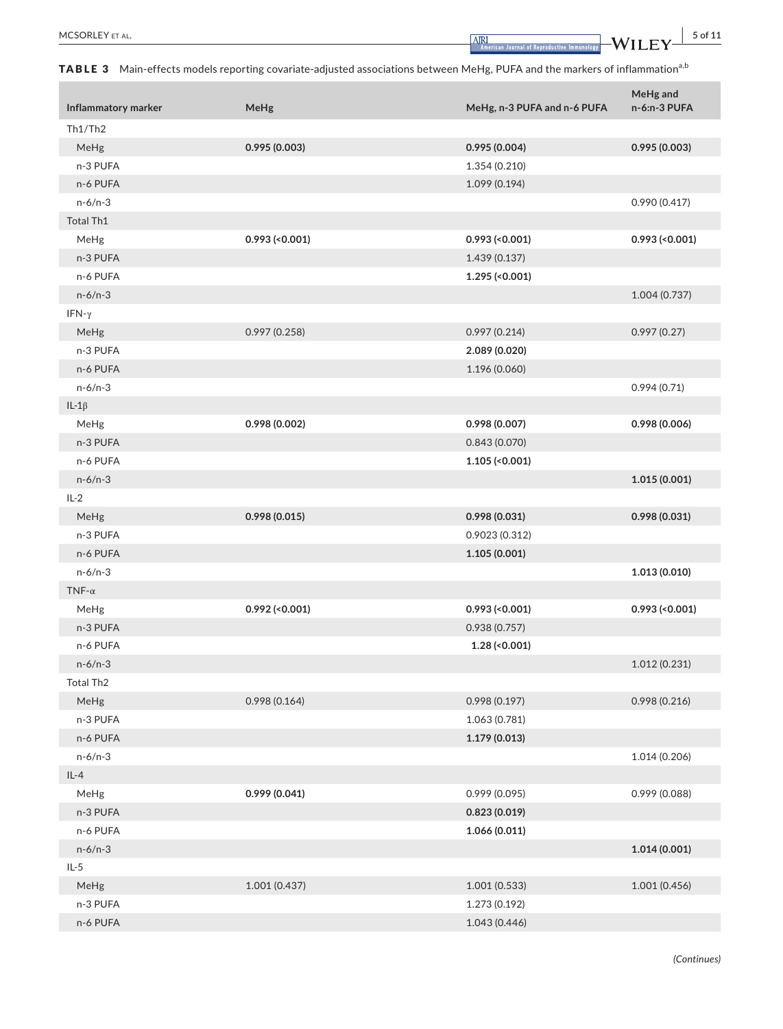**TABLE 3** Main-effects models reporting covariate-adjusted associations between MeHg, PUFA and the markers of inflammation[a,b]

| Inflammatory marker | MeHg | MeHg, n-3 PUFA and n-6 PUFA | MeHg and n-6:n-3 PUFA |
|---|---|---|---|
| Th1/Th2 | | | |
| MeHg | **0.995 (0.003)** | **0.995 (0.004)** | **0.995 (0.003)** |
| n-3 PUFA | | 1.354 (0.210) | |
| n-6 PUFA | | 1.099 (0.194) | |
| n-6/n-3 | | | 0.990 (0.417) |
| Total Th1 | | | |
| MeHg | **0.993 (<0.001)** | **0.993 (<0.001)** | **0.993 (<0.001)** |
| n-3 PUFA | | 1.439 (0.137) | |
| n-6 PUFA | | **1.295 (<0.001)** | |
| n-6/n-3 | | | 1.004 (0.737) |
| IFN-γ | | | |
| MeHg | 0.997 (0.258) | 0.997 (0.214) | 0.997 (0.27) |
| n-3 PUFA | | **2.089 (0.020)** | |
| n-6 PUFA | | 1.196 (0.060) | |
| n-6/n-3 | | | 0.994 (0.71) |
| IL-1β | | | |
| MeHg | **0.998 (0.002)** | **0.998 (0.007)** | **0.998 (0.006)** |
| n-3 PUFA | | 0.843 (0.070) | |
| n-6 PUFA | | **1.105 (<0.001)** | |
| n-6/n-3 | | | **1.015 (0.001)** |
| IL-2 | | | |
| MeHg | **0.998 (0.015)** | **0.998 (0.031)** | **0.998 (0.031)** |
| n-3 PUFA | | 0.9023 (0.312) | |
| n-6 PUFA | | **1.105 (0.001)** | |
| n-6/n-3 | | | **1.013 (0.010)** |
| TNF-α | | | |
| MeHg | **0.992 (<0.001)** | **0.993 (<0.001)** | **0.993 (<0.001)** |
| n-3 PUFA | | 0.938 (0.757) | |
| n-6 PUFA | | **1.28 (<0.001)** | |
| n-6/n-3 | | | 1.012 (0.231) |
| Total Th2 | | | |
| MeHg | 0.998 (0.164) | 0.998 (0.197) | 0.998 (0.216) |
| n-3 PUFA | | 1.063 (0.781) | |
| n-6 PUFA | | **1.179 (0.013)** | |
| n-6/n-3 | | | 1.014 (0.206) |
| IL-4 | | | |
| MeHg | **0.999 (0.041)** | 0.999 (0.095) | 0.999 (0.088) |
| n-3 PUFA | | **0.823 (0.019)** | |
| n-6 PUFA | | **1.066 (0.011)** | |
| n-6/n-3 | | | **1.014 (0.001)** |
| IL-5 | | | |
| MeHg | 1.001 (0.437) | 1.001 (0.533) | 1.001 (0.456) |
| n-3 PUFA | | 1.273 (0.192) | |
| n-6 PUFA | | 1.043 (0.446) | |

*(Continues)*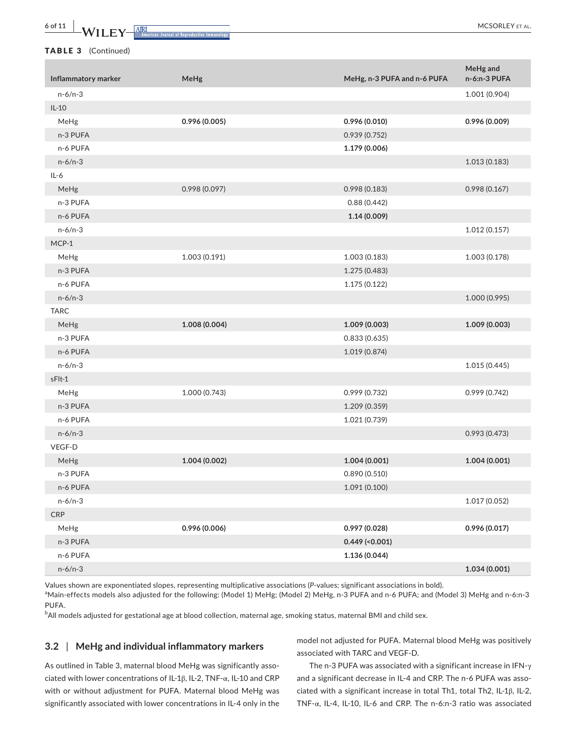**TABLE 3** (Continued)

| Inflammatory marker | MeHg | MeHg, n-3 PUFA and n-6 PUFA | MeHg and n-6:n-3 PUFA |
|---|---|---|---|
| n-6/n-3 | | | 1.001 (0.904) |
| IL-10 | | | |
| MeHg | **0.996 (0.005)** | **0.996 (0.010)** | **0.996 (0.009)** |
| n-3 PUFA | | 0.939 (0.752) | |
| n-6 PUFA | | **1.179 (0.006)** | |
| n-6/n-3 | | | 1.013 (0.183) |
| IL-6 | | | |
| MeHg | 0.998 (0.097) | 0.998 (0.183) | 0.998 (0.167) |
| n-3 PUFA | | 0.88 (0.442) | |
| n-6 PUFA | | **1.14 (0.009)** | |
| n-6/n-3 | | | 1.012 (0.157) |
| MCP-1 | | | |
| MeHg | 1.003 (0.191) | 1.003 (0.183) | 1.003 (0.178) |
| n-3 PUFA | | 1.275 (0.483) | |
| n-6 PUFA | | 1.175 (0.122) | |
| n-6/n-3 | | | 1.000 (0.995) |
| TARC | | | |
| MeHg | **1.008 (0.004)** | **1.009 (0.003)** | **1.009 (0.003)** |
| n-3 PUFA | | 0.833 (0.635) | |
| n-6 PUFA | | 1.019 (0.874) | |
| n-6/n-3 | | | 1.015 (0.445) |
| sFlt-1 | | | |
| MeHg | 1.000 (0.743) | 0.999 (0.732) | 0.999 (0.742) |
| n-3 PUFA | | 1.209 (0.359) | |
| n-6 PUFA | | 1.021 (0.739) | |
| n-6/n-3 | | | 0.993 (0.473) |
| VEGF-D | | | |
| MeHg | **1.004 (0.002)** | **1.004 (0.001)** | **1.004 (0.001)** |
| n-3 PUFA | | 0.890 (0.510) | |
| n-6 PUFA | | 1.091 (0.100) | |
| n-6/n-3 | | | 1.017 (0.052) |
| CRP | | | |
| MeHg | **0.996 (0.006)** | **0.997 (0.028)** | **0.996 (0.017)** |
| n-3 PUFA | | **0.449 (<0.001)** | |
| n-6 PUFA | | **1.136 (0.044)** | |
| n-6/n-3 | | | **1.034 (0.001)** |

Values shown are exponentiated slopes, representing multiplicative associations (*P*-values; significant associations in bold).
[a]Main-effects models also adjusted for the following: (Model 1) MeHg; (Model 2) MeHg, n-3 PUFA and n-6 PUFA; and (Model 3) MeHg and n-6:n-3 PUFA.
[b]All models adjusted for gestational age at blood collection, maternal age, smoking status, maternal BMI and child sex.

### 3.2 | MeHg and individual inflammatory markers

As outlined in Table 3, maternal blood MeHg was significantly associated with lower concentrations of IL-1β, IL-2, TNF-α, IL-10 and CRP with or without adjustment for PUFA. Maternal blood MeHg was significantly associated with lower concentrations in IL-4 only in the model not adjusted for PUFA. Maternal blood MeHg was positively associated with TARC and VEGF-D.

The n-3 PUFA was associated with a significant increase in IFN-γ and a significant decrease in IL-4 and CRP. The n-6 PUFA was associated with a significant increase in total Th1, total Th2, IL-1β, IL-2, TNF-α, IL-4, IL-10, IL-6 and CRP. The n-6:n-3 ratio was associated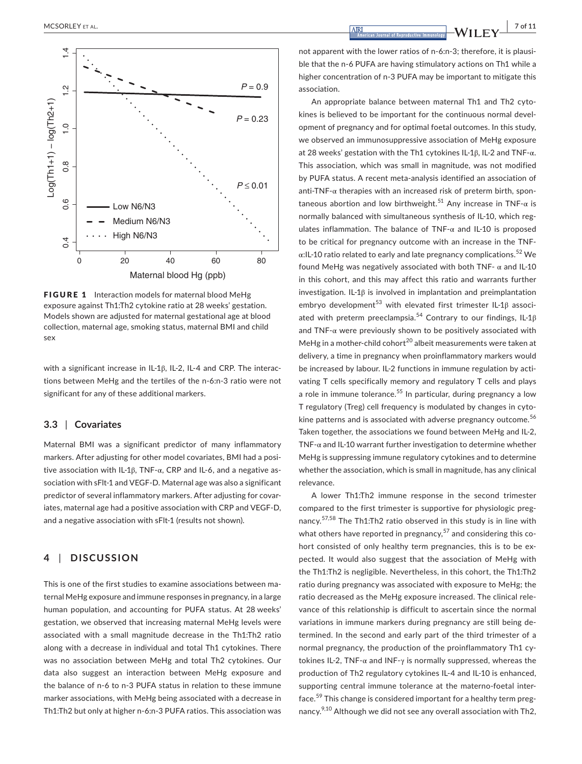FIGURE 1 Interaction models for maternal blood MeHg exposure against Th1:Th2 cytokine ratio at 28 weeks' gestation. Models shown are adjusted for maternal gestational age at blood collection, maternal age, smoking status, maternal BMI and child sex

with a significant increase in IL-1β, IL-2, IL-4 and CRP. The interactions between MeHg and the tertiles of the n-6:n-3 ratio were not significant for any of these additional markers.

### 3.3 | Covariates

Maternal BMI was a significant predictor of many inflammatory markers. After adjusting for other model covariates, BMI had a positive association with IL-1β, TNF-α, CRP and IL-6, and a negative association with sFlt-1 and VEGF-D. Maternal age was also a significant predictor of several inflammatory markers. After adjusting for covariates, maternal age had a positive association with CRP and VEGF-D, and a negative association with sFlt-1 (results not shown).

## 4 | DISCUSSION

This is one of the first studies to examine associations between maternal MeHg exposure and immune responses in pregnancy, in a large human population, and accounting for PUFA status. At 28 weeks' gestation, we observed that increasing maternal MeHg levels were associated with a small magnitude decrease in the Th1:Th2 ratio along with a decrease in individual and total Th1 cytokines. There was no association between MeHg and total Th2 cytokines. Our data also suggest an interaction between MeHg exposure and the balance of n-6 to n-3 PUFA status in relation to these immune marker associations, with MeHg being associated with a decrease in Th1:Th2 but only at higher n-6:n-3 PUFA ratios. This association was not apparent with the lower ratios of n-6:n-3; therefore, it is plausible that the n-6 PUFA are having stimulatory actions on Th1 while a higher concentration of n-3 PUFA may be important to mitigate this association.

An appropriate balance between maternal Th1 and Th2 cytokines is believed to be important for the continuous normal development of pregnancy and for optimal foetal outcomes. In this study, we observed an immunosuppressive association of MeHg exposure at 28 weeks' gestation with the Th1 cytokines IL-1β, IL-2 and TNF-α. This association, which was small in magnitude, was not modified by PUFA status. A recent meta-analysis identified an association of anti-TNF-α therapies with an increased risk of preterm birth, spontaneous abortion and low birthweight.[51] Any increase in TNF-α is normally balanced with simultaneous synthesis of IL-10, which regulates inflammation. The balance of TNF-α and IL-10 is proposed to be critical for pregnancy outcome with an increase in the TNF-α:IL-10 ratio related to early and late pregnancy complications.[52] We found MeHg was negatively associated with both TNF- α and IL-10 in this cohort, and this may affect this ratio and warrants further investigation. IL-1β is involved in implantation and preimplantation embryo development[53] with elevated first trimester IL-1β associated with preterm preeclampsia.[54] Contrary to our findings, IL-1β and TNF-α were previously shown to be positively associated with MeHg in a mother-child cohort[20] albeit measurements were taken at delivery, a time in pregnancy when proinflammatory markers would be increased by labour. IL-2 functions in immune regulation by activating T cells specifically memory and regulatory T cells and plays a role in immune tolerance.[55] In particular, during pregnancy a low T regulatory (Treg) cell frequency is modulated by changes in cytokine patterns and is associated with adverse pregnancy outcome.[56] Taken together, the associations we found between MeHg and IL-2, TNF-α and IL-10 warrant further investigation to determine whether MeHg is suppressing immune regulatory cytokines and to determine whether the association, which is small in magnitude, has any clinical relevance.

A lower Th1:Th2 immune response in the second trimester compared to the first trimester is supportive for physiologic pregnancy.[57,58] The Th1:Th2 ratio observed in this study is in line with what others have reported in pregnancy,[57] and considering this cohort consisted of only healthy term pregnancies, this is to be expected. It would also suggest that the association of MeHg with the Th1:Th2 is negligible. Nevertheless, in this cohort, the Th1:Th2 ratio during pregnancy was associated with exposure to MeHg; the ratio decreased as the MeHg exposure increased. The clinical relevance of this relationship is difficult to ascertain since the normal variations in immune markers during pregnancy are still being determined. In the second and early part of the third trimester of a normal pregnancy, the production of the proinflammatory Th1 cytokines IL-2, TNF-α and INF-γ is normally suppressed, whereas the production of Th2 regulatory cytokines IL-4 and IL-10 is enhanced, supporting central immune tolerance at the materno-foetal interface.[59] This change is considered important for a healthy term pregnancy.[9,10] Although we did not see any overall association with Th2,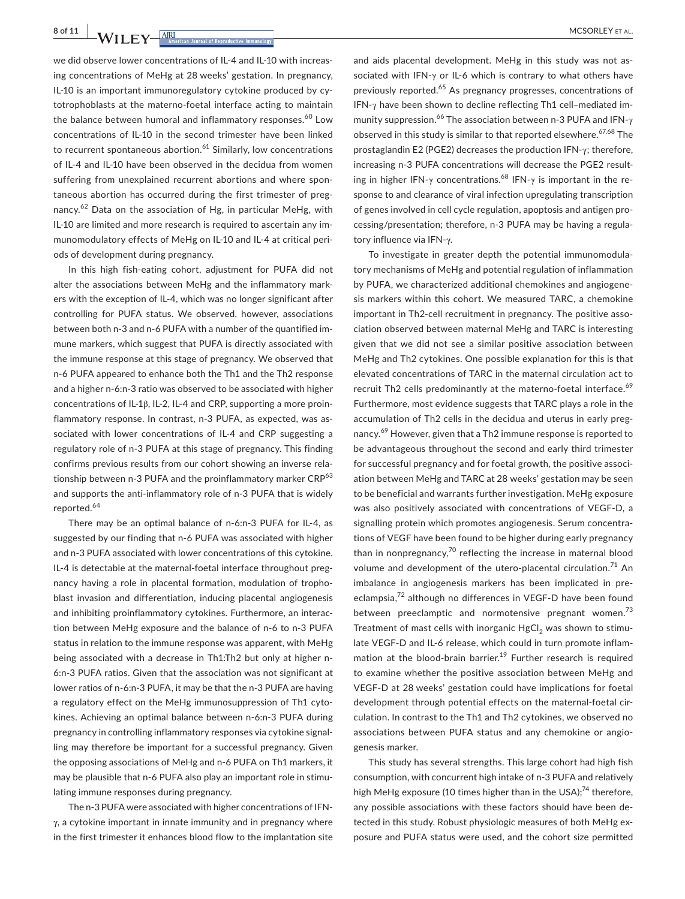we did observe lower concentrations of IL-4 and IL-10 with increasing concentrations of MeHg at 28 weeks' gestation. In pregnancy, IL-10 is an important immunoregulatory cytokine produced by cytotrophoblasts at the materno-foetal interface acting to maintain the balance between humoral and inflammatory responses.[60] Low concentrations of IL-10 in the second trimester have been linked to recurrent spontaneous abortion.[61] Similarly, low concentrations of IL-4 and IL-10 have been observed in the decidua from women suffering from unexplained recurrent abortions and where spontaneous abortion has occurred during the first trimester of pregnancy.[62] Data on the association of Hg, in particular MeHg, with IL-10 are limited and more research is required to ascertain any immunomodulatory effects of MeHg on IL-10 and IL-4 at critical periods of development during pregnancy.

In this high fish-eating cohort, adjustment for PUFA did not alter the associations between MeHg and the inflammatory markers with the exception of IL-4, which was no longer significant after controlling for PUFA status. We observed, however, associations between both n-3 and n-6 PUFA with a number of the quantified immune markers, which suggest that PUFA is directly associated with the immune response at this stage of pregnancy. We observed that n-6 PUFA appeared to enhance both the Th1 and the Th2 response and a higher n-6:n-3 ratio was observed to be associated with higher concentrations of IL-1β, IL-2, IL-4 and CRP, supporting a more proinflammatory response. In contrast, n-3 PUFA, as expected, was associated with lower concentrations of IL-4 and CRP suggesting a regulatory role of n-3 PUFA at this stage of pregnancy. This finding confirms previous results from our cohort showing an inverse relationship between n-3 PUFA and the proinflammatory marker CRP[63] and supports the anti-inflammatory role of n-3 PUFA that is widely reported.[64]

There may be an optimal balance of n-6:n-3 PUFA for IL-4, as suggested by our finding that n-6 PUFA was associated with higher and n-3 PUFA associated with lower concentrations of this cytokine. IL-4 is detectable at the maternal-foetal interface throughout pregnancy having a role in placental formation, modulation of trophoblast invasion and differentiation, inducing placental angiogenesis and inhibiting proinflammatory cytokines. Furthermore, an interaction between MeHg exposure and the balance of n-6 to n-3 PUFA status in relation to the immune response was apparent, with MeHg being associated with a decrease in Th1:Th2 but only at higher n-6:n-3 PUFA ratios. Given that the association was not significant at lower ratios of n-6:n-3 PUFA, it may be that the n-3 PUFA are having a regulatory effect on the MeHg immunosuppression of Th1 cytokines. Achieving an optimal balance between n-6:n-3 PUFA during pregnancy in controlling inflammatory responses via cytokine signalling may therefore be important for a successful pregnancy. Given the opposing associations of MeHg and n-6 PUFA on Th1 markers, it may be plausible that n-6 PUFA also play an important role in stimulating immune responses during pregnancy.

The n-3 PUFA were associated with higher concentrations of IFN-γ, a cytokine important in innate immunity and in pregnancy where in the first trimester it enhances blood flow to the implantation site and aids placental development. MeHg in this study was not associated with IFN-γ or IL-6 which is contrary to what others have previously reported.[65] As pregnancy progresses, concentrations of IFN-γ have been shown to decline reflecting Th1 cell–mediated immunity suppression.[66] The association between n-3 PUFA and IFN-γ observed in this study is similar to that reported elsewhere.[67,68] The prostaglandin E2 (PGE2) decreases the production IFN-γ; therefore, increasing n-3 PUFA concentrations will decrease the PGE2 resulting in higher IFN-γ concentrations.[68] IFN-γ is important in the response to and clearance of viral infection upregulating transcription of genes involved in cell cycle regulation, apoptosis and antigen processing/presentation; therefore, n-3 PUFA may be having a regulatory influence via IFN-γ.

To investigate in greater depth the potential immunomodulatory mechanisms of MeHg and potential regulation of inflammation by PUFA, we characterized additional chemokines and angiogenesis markers within this cohort. We measured TARC, a chemokine important in Th2-cell recruitment in pregnancy. The positive association observed between maternal MeHg and TARC is interesting given that we did not see a similar positive association between MeHg and Th2 cytokines. One possible explanation for this is that elevated concentrations of TARC in the maternal circulation act to recruit Th2 cells predominantly at the materno-foetal interface.[69] Furthermore, most evidence suggests that TARC plays a role in the accumulation of Th2 cells in the decidua and uterus in early pregnancy.[69] However, given that a Th2 immune response is reported to be advantageous throughout the second and early third trimester for successful pregnancy and for foetal growth, the positive association between MeHg and TARC at 28 weeks' gestation may be seen to be beneficial and warrants further investigation. MeHg exposure was also positively associated with concentrations of VEGF-D, a signalling protein which promotes angiogenesis. Serum concentrations of VEGF have been found to be higher during early pregnancy than in nonpregnancy,[70] reflecting the increase in maternal blood volume and development of the utero-placental circulation.[71] An imbalance in angiogenesis markers has been implicated in preeclampsia,[72] although no differences in VEGF-D have been found between preeclamptic and normotensive pregnant women.[73] Treatment of mast cells with inorganic $HgCl_2$ was shown to stimulate VEGF-D and IL-6 release, which could in turn promote inflammation at the blood-brain barrier.[19] Further research is required to examine whether the positive association between MeHg and VEGF-D at 28 weeks' gestation could have implications for foetal development through potential effects on the maternal-foetal circulation. In contrast to the Th1 and Th2 cytokines, we observed no associations between PUFA status and any chemokine or angiogenesis marker.

This study has several strengths. This large cohort had high fish consumption, with concurrent high intake of n-3 PUFA and relatively high MeHg exposure (10 times higher than in the USA);[74] therefore, any possible associations with these factors should have been detected in this study. Robust physiologic measures of both MeHg exposure and PUFA status were used, and the cohort size permitted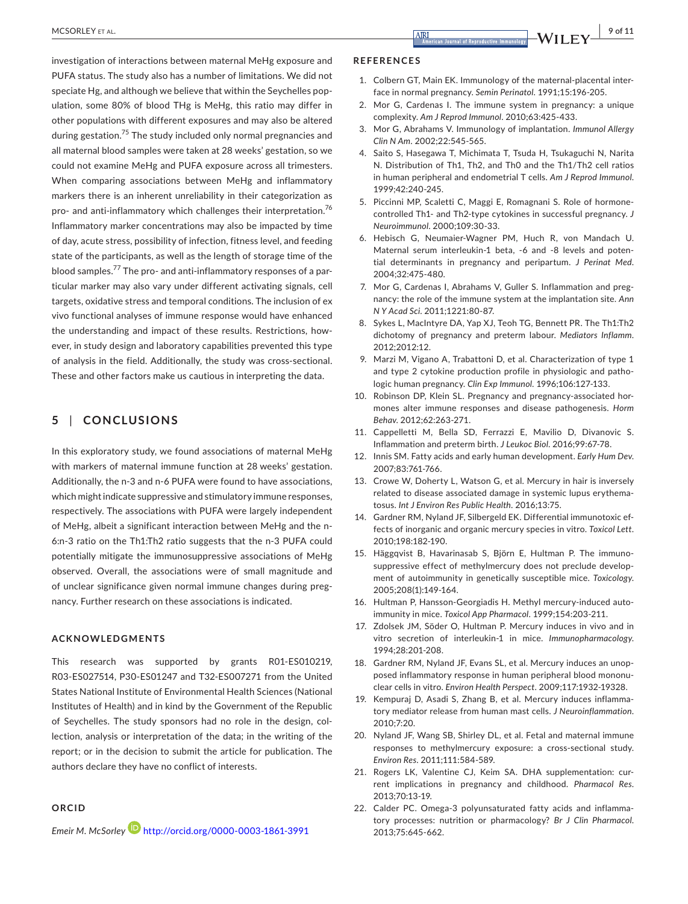investigation of interactions between maternal MeHg exposure and PUFA status. The study also has a number of limitations. We did not speciate Hg, and although we believe that within the Seychelles population, some 80% of blood THg is MeHg, this ratio may differ in other populations with different exposures and may also be altered during gestation.[75] The study included only normal pregnancies and all maternal blood samples were taken at 28 weeks' gestation, so we could not examine MeHg and PUFA exposure across all trimesters. When comparing associations between MeHg and inflammatory markers there is an inherent unreliability in their categorization as pro- and anti-inflammatory which challenges their interpretation.[76] Inflammatory marker concentrations may also be impacted by time of day, acute stress, possibility of infection, fitness level, and feeding state of the participants, as well as the length of storage time of the blood samples.[77] The pro- and anti-inflammatory responses of a particular marker may also vary under different activating signals, cell targets, oxidative stress and temporal conditions. The inclusion of ex vivo functional analyses of immune response would have enhanced the understanding and impact of these results. Restrictions, however, in study design and laboratory capabilities prevented this type of analysis in the field. Additionally, the study was cross-sectional. These and other factors make us cautious in interpreting the data.

## 5 | CONCLUSIONS

In this exploratory study, we found associations of maternal MeHg with markers of maternal immune function at 28 weeks' gestation. Additionally, the n-3 and n-6 PUFA were found to have associations, which might indicate suppressive and stimulatory immune responses, respectively. The associations with PUFA were largely independent of MeHg, albeit a significant interaction between MeHg and the n-6:n-3 ratio on the Th1:Th2 ratio suggests that the n-3 PUFA could potentially mitigate the immunosuppressive associations of MeHg observed. Overall, the associations were of small magnitude and of unclear significance given normal immune changes during pregnancy. Further research on these associations is indicated.

### ACKNOWLEDGMENTS

This research was supported by grants R01-ES010219, R03-ES027514, P30-ES01247 and T32-ES007271 from the United States National Institute of Environmental Health Sciences (National Institutes of Health) and in kind by the Government of the Republic of Seychelles. The study sponsors had no role in the design, collection, analysis or interpretation of the data; in the writing of the report; or in the decision to submit the article for publication. The authors declare they have no conflict of interests.

### ORCID

*Emeir M. McSorley* http://orcid.org/0000-0003-1861-3991

### REFERENCES

1. Colbern GT, Main EK. Immunology of the maternal-placental interface in normal pregnancy. *Semin Perinatol*. 1991;15:196-205.
2. Mor G, Cardenas I. The immune system in pregnancy: a unique complexity. *Am J Reprod Immunol*. 2010;63:425-433.
3. Mor G, Abrahams V. Immunology of implantation. *Immunol Allergy Clin N Am*. 2002;22:545-565.
4. Saito S, Hasegawa T, Michimata T, Tsuda H, Tsukaguchi N, Narita N. Distribution of Th1, Th2, and Th0 and the Th1/Th2 cell ratios in human peripheral and endometrial T cells. *Am J Reprod Immunol*. 1999;42:240-245.
5. Piccinni MP, Scaletti C, Maggi E, Romagnani S. Role of hormone-controlled Th1- and Th2-type cytokines in successful pregnancy. *J Neuroimmunol*. 2000;109:30-33.
6. Hebisch G, Neumaier-Wagner PM, Huch R, von Mandach U. Maternal serum interleukin-1 beta, -6 and -8 levels and potential determinants in pregnancy and peripartum. *J Perinat Med*. 2004;32:475-480.
7. Mor G, Cardenas I, Abrahams V, Guller S. Inflammation and pregnancy: the role of the immune system at the implantation site. *Ann N Y Acad Sci*. 2011;1221:80-87.
8. Sykes L, MacIntyre DA, Yap XJ, Teoh TG, Bennett PR. The Th1:Th2 dichotomy of pregnancy and preterm labour. *Mediators Inflamm*. 2012;2012:12.
9. Marzi M, Vigano A, Trabattoni D, et al. Characterization of type 1 and type 2 cytokine production profile in physiologic and pathologic human pregnancy. *Clin Exp Immunol*. 1996;106:127-133.
10. Robinson DP, Klein SL. Pregnancy and pregnancy-associated hormones alter immune responses and disease pathogenesis. *Horm Behav*. 2012;62:263-271.
11. Cappelletti M, Bella SD, Ferrazzi E, Mavilio D, Divanovic S. Inflammation and preterm birth. *J Leukoc Biol*. 2016;99:67-78.
12. Innis SM. Fatty acids and early human development. *Early Hum Dev*. 2007;83:761-766.
13. Crowe W, Doherty L, Watson G, et al. Mercury in hair is inversely related to disease associated damage in systemic lupus erythematosus. *Int J Environ Res Public Health*. 2016;13:75.
14. Gardner RM, Nyland JF, Silbergeld EK. Differential immunotoxic effects of inorganic and organic mercury species in vitro. *Toxicol Lett*. 2010;198:182-190.
15. Häggqvist B, Havarinasab S, Björn E, Hultman P. The immunosuppressive effect of methylmercury does not preclude development of autoimmunity in genetically susceptible mice. *Toxicology*. 2005;208(1):149-164.
16. Hultman P, Hansson-Georgiadis H. Methyl mercury-induced autoimmunity in mice. *Toxicol App Pharmacol*. 1999;154:203-211.
17. Zdolsek JM, Söder O, Hultman P. Mercury induces in vivo and in vitro secretion of interleukin-1 in mice. *Immunopharmacology*. 1994;28:201-208.
18. Gardner RM, Nyland JF, Evans SL, et al. Mercury induces an unopposed inflammatory response in human peripheral blood mononuclear cells in vitro. *Environ Health Perspect*. 2009;117:1932-19328.
19. Kempuraj D, Asadi S, Zhang B, et al. Mercury induces inflammatory mediator release from human mast cells. *J Neuroinflammation*. 2010;7:20.
20. Nyland JF, Wang SB, Shirley DL, et al. Fetal and maternal immune responses to methylmercury exposure: a cross-sectional study. *Environ Res*. 2011;111:584-589.
21. Rogers LK, Valentine CJ, Keim SA. DHA supplementation: current implications in pregnancy and childhood. *Pharmacol Res*. 2013;70:13-19.
22. Calder PC. Omega-3 polyunsaturated fatty acids and inflammatory processes: nutrition or pharmacology? *Br J Clin Pharmacol*. 2013;75:645-662.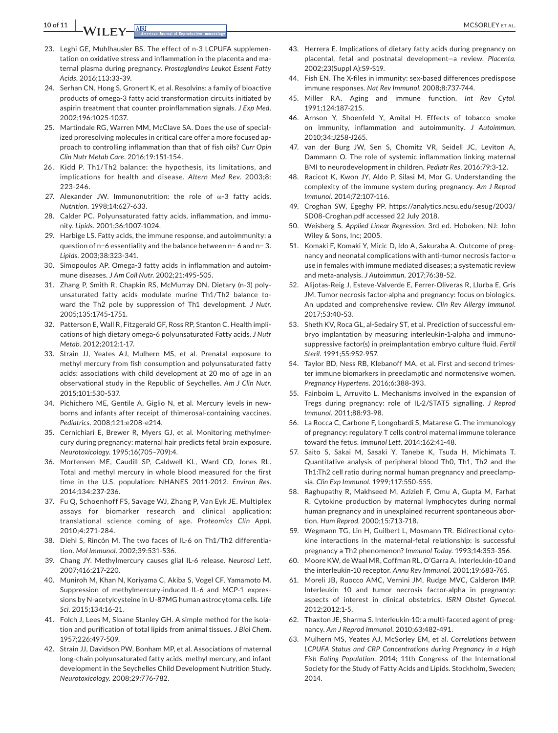23. Leghi GE, Muhlhausler BS. The effect of n-3 LCPUFA supplementation on oxidative stress and inflammation in the placenta and maternal plasma during pregnancy. *Prostaglandins Leukot Essent Fatty Acids*. 2016;113:33-39.
24. Serhan CN, Hong S, Gronert K, et al. Resolvins: a family of bioactive products of omega-3 fatty acid transformation circuits initiated by aspirin treatment that counter proinflammation signals. *J Exp Med*. 2002;196:1025-1037.
25. Martindale RG, Warren MM, McClave SA. Does the use of specialized proresolving molecules in critical care offer a more focused approach to controlling inflammation than that of fish oils? *Curr Opin Clin Nutr Metab Care*. 2016;19:151-154.
26. Kidd P. Th1/Th2 balance: the hypothesis, its limitations, and implications for health and disease. *Altern Med Rev*. 2003;8:223-246.
27. Alexander JW. Immunonutrition: the role of ω-3 fatty acids. *Nutrition*. 1998;14:627-633.
28. Calder PC. Polyunsaturated fatty acids, inflammation, and immunity. *Lipids*. 2001;36:1007-1024.
29. Harbige LS. Fatty acids, the immune response, and autoimmunity: a question of n−6 essentiality and the balance between n− 6 and n− 3. *Lipids*. 2003;38:323-341.
30. Simopoulos AP. Omega-3 fatty acids in inflammation and autoimmune diseases. *J Am Coll Nutr*. 2002;21:495-505.
31. Zhang P, Smith R, Chapkin RS, McMurray DN. Dietary (n-3) polyunsaturated fatty acids modulate murine Th1/Th2 balance toward the Th2 pole by suppression of Th1 development. *J Nutr*. 2005;135:1745-1751.
32. Patterson E, Wall R, Fitzgerald GF, Ross RP, Stanton C. Health implications of high dietary omega-6 polyunsaturated Fatty acids. *J Nutr Metab*. 2012;2012:1-17.
33. Strain JJ, Yeates AJ, Mulhern MS, et al. Prenatal exposure to methyl mercury from fish consumption and polyunsaturated fatty acids: associations with child development at 20 mo of age in an observational study in the Republic of Seychelles. *Am J Clin Nutr*. 2015;101:530-537.
34. Pichichero ME, Gentile A, Giglio N, et al. Mercury levels in newborns and infants after receipt of thimerosal-containing vaccines. *Pediatrics*. 2008;121:e208-e214.
35. Cernichiari E, Brewer R, Myers GJ, et al. Monitoring methylmercury during pregnancy: maternal hair predicts fetal brain exposure. *Neurotoxicology*. 1995;16(705–709):4.
36. Mortensen ME, Caudill SP, Caldwell KL, Ward CD, Jones RL. Total and methyl mercury in whole blood measured for the first time in the U.S. population: NHANES 2011-2012. *Environ Res*. 2014;134:237-236.
37. Fu Q, Schoenhoff FS, Savage WJ, Zhang P, Van Eyk JE. Multiplex assays for biomarker research and clinical application: translational science coming of age. *Proteomics Clin Appl*. 2010;4:271-284.
38. Diehl S, Rincón M. The two faces of IL-6 on Th1/Th2 differentiation. *Mol Immunol*. 2002;39:531-536.
39. Chang JY. Methylmercury causes glial IL-6 release. *Neurosci Lett*. 2007;416:217-220.
40. Muniroh M, Khan N, Koriyama C, Akiba S, Vogel CF, Yamamoto M. Suppression of methylmercury-induced IL-6 and MCP-1 expressions by N-acetylcysteine in U-87MG human astrocytoma cells. *Life Sci*. 2015;134:16-21.
41. Folch J, Lees M, Sloane Stanley GH. A simple method for the isolation and purification of total lipids from animal tissues. *J Biol Chem*. 1957;226:497-509.
42. Strain JJ, Davidson PW, Bonham MP, et al. Associations of maternal long-chain polyunsaturated fatty acids, methyl mercury, and infant development in the Seychelles Child Development Nutrition Study. *Neurotoxicology*. 2008;29:776-782.
43. Herrera E. Implications of dietary fatty acids during pregnancy on placental, fetal and postnatal development—a review. *Placenta*. 2002;23(Suppl A):S9-S19.
44. Fish EN. The X-files in immunity: sex-based differences predispose immune responses. *Nat Rev Immunol*. 2008;8:737-744.
45. Miller RA. Aging and immune function. *Int Rev Cytol*. 1991;124:187-215.
46. Arnson Y, Shoenfeld Y, Amital H. Effects of tobacco smoke on immunity, inflammation and autoimmunity. *J Autoimmun*. 2010;34:J258-J265.
47. van der Burg JW, Sen S, Chomitz VR, Seidell JC, Leviton A, Dammann O. The role of systemic inflammation linking maternal BMI to neurodevelopment in children. *Pediatr Res*. 2016;79:3-12.
48. Racicot K, Kwon JY, Aldo P, Silasi M, Mor G. Understanding the complexity of the immune system during pregnancy. *Am J Reprod Immunol*. 2014;72:107-116.
49. Croghan SW, Egeghy PP. https://analytics.ncsu.edu/sesug/2003/SD08-Croghan.pdf accessed 22 July 2018.
50. Weisberg S. *Applied Linear Regression*. 3rd ed. Hoboken, NJ: John Wiley & Sons, Inc; 2005.
51. Komaki F, Komaki Y, Micic D, Ido A, Sakuraba A. Outcome of pregnancy and neonatal complications with anti-tumor necrosis factor-α use in females with immune mediated diseases; a systematic review and meta-analysis. *J Autoimmun*. 2017;76:38-52.
52. Alijotas-Reig J, Esteve-Valverde E, Ferrer-Oliveras R, Llurba E, Gris JM. Tumor necrosis factor-alpha and pregnancy: focus on biologics. An updated and comprehensive review. *Clin Rev Allergy Immunol*. 2017;53:40-53.
53. Sheth KV, Roca GL, al-Sedairy ST, et al. Prediction of successful embryo implantation by measuring interleukin-1-alpha and immunosuppressive factor(s) in preimplantation embryo culture fluid. *Fertil Steril*. 1991;55:952-957.
54. Taylor BD, Ness RB, Klebanoff MA, et al. First and second trimester immune biomarkers in preeclamptic and normotensive women. *Pregnancy Hypertens*. 2016;6:388-393.
55. Fainboim L, Arruvito L. Mechanisms involved in the expansion of Tregs during pregnancy: role of IL-2/STAT5 signalling. *J Reprod Immunol*. 2011;88:93-98.
56. La Rocca C, Carbone F, Longobardi S, Matarese G. The immunology of pregnancy: regulatory T cells control maternal immune tolerance toward the fetus. *Immunol Lett*. 2014;162:41-48.
57. Saito S, Sakai M, Sasaki Y, Tanebe K, Tsuda H, Michimata T. Quantitative analysis of peripheral blood Th0, Th1, Th2 and the Th1:Th2 cell ratio during normal human pregnancy and preeclampsia. *Clin Exp Immunol*. 1999;117:550-555.
58. Raghupathy R, Makhseed M, Azizieh F, Omu A, Gupta M, Farhat R. Cytokine production by maternal lymphocytes during normal human pregnancy and in unexplained recurrent spontaneous abortion. *Hum Reprod*. 2000;15:713-718.
59. Wegmann TG, Lin H, Guilbert L, Mosmann TR. Bidirectional cytokine interactions in the maternal-fetal relationship: is successful pregnancy a Th2 phenomenon? *Immunol Today*. 1993;14:353-356.
60. Moore KW, de Waal MR, Coffman RL, O'Garra A. Interleukin-10 and the interleukin-10 receptor. *Annu Rev Immunol*. 2001;19:683-765.
61. Moreli JB, Ruocco AMC, Vernini JM, Rudge MVC, Calderon IMP. Interleukin 10 and tumor necrosis factor-alpha in pregnancy: aspects of interest in clinical obstetrics. *ISRN Obstet Gynecol*. 2012;2012:1-5.
62. Thaxton JE, Sharma S. Interleukin-10: a multi-faceted agent of pregnancy. *Am J Reprod Immunol*. 2010;63:482-491.
63. Mulhern MS, Yeates AJ, McSorley EM, et al. *Correlations between LCPUFA Status and CRP Concentrations during Pregnancy in a High Fish Eating Population*. 2014; 11th Congress of the International Society for the Study of Fatty Acids and Lipids. Stockholm, Sweden; 2014.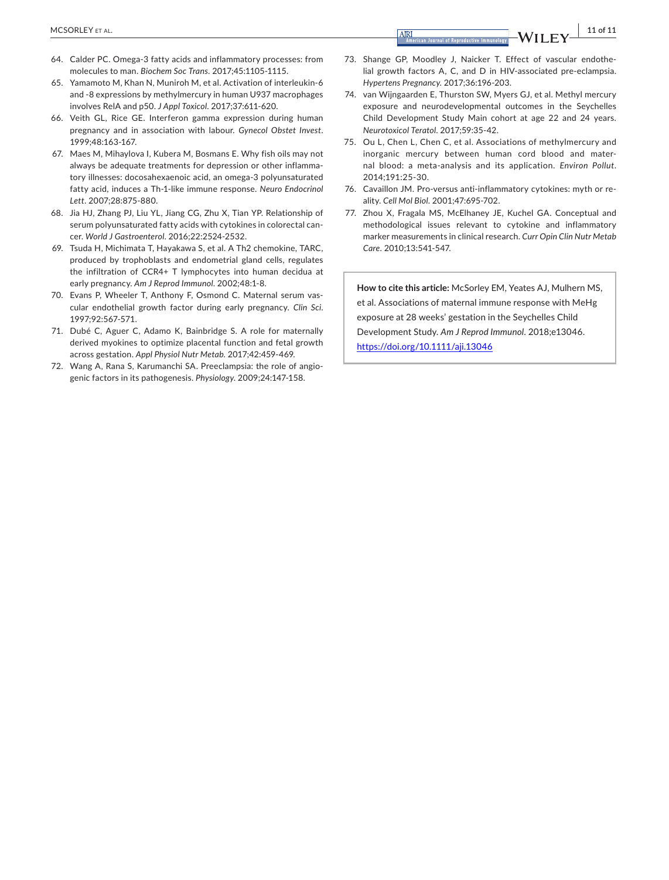64. Calder PC. Omega-3 fatty acids and inflammatory processes: from molecules to man. *Biochem Soc Trans*. 2017;45:1105-1115.
65. Yamamoto M, Khan N, Muniroh M, et al. Activation of interleukin-6 and -8 expressions by methylmercury in human U937 macrophages involves RelA and p50. *J Appl Toxicol*. 2017;37:611-620.
66. Veith GL, Rice GE. Interferon gamma expression during human pregnancy and in association with labour. *Gynecol Obstet Invest*. 1999;48:163-167.
67. Maes M, Mihaylova I, Kubera M, Bosmans E. Why fish oils may not always be adequate treatments for depression or other inflammatory illnesses: docosahexaenoic acid, an omega-3 polyunsaturated fatty acid, induces a Th-1-like immune response. *Neuro Endocrinol Lett*. 2007;28:875-880.
68. Jia HJ, Zhang PJ, Liu YL, Jiang CG, Zhu X, Tian YP. Relationship of serum polyunsaturated fatty acids with cytokines in colorectal cancer. *World J Gastroenterol*. 2016;22:2524-2532.
69. Tsuda H, Michimata T, Hayakawa S, et al. A Th2 chemokine, TARC, produced by trophoblasts and endometrial gland cells, regulates the infiltration of CCR4+ T lymphocytes into human decidua at early pregnancy. *Am J Reprod Immunol*. 2002;48:1-8.
70. Evans P, Wheeler T, Anthony F, Osmond C. Maternal serum vascular endothelial growth factor during early pregnancy. *Clin Sci*. 1997;92:567-571.
71. Dubé C, Aguer C, Adamo K, Bainbridge S. A role for maternally derived myokines to optimize placental function and fetal growth across gestation. *Appl Physiol Nutr Metab*. 2017;42:459-469.
72. Wang A, Rana S, Karumanchi SA. Preeclampsia: the role of angiogenic factors in its pathogenesis. *Physiology*. 2009;24:147-158.
73. Shange GP, Moodley J, Naicker T. Effect of vascular endothelial growth factors A, C, and D in HIV-associated pre-eclampsia. *Hypertens Pregnancy*. 2017;36:196-203.
74. van Wijngaarden E, Thurston SW, Myers GJ, et al. Methyl mercury exposure and neurodevelopmental outcomes in the Seychelles Child Development Study Main cohort at age 22 and 24 years. *Neurotoxicol Teratol*. 2017;59:35-42.
75. Ou L, Chen L, Chen C, et al. Associations of methylmercury and inorganic mercury between human cord blood and maternal blood: a meta-analysis and its application. *Environ Pollut*. 2014;191:25-30.
76. Cavaillon JM. Pro-versus anti-inflammatory cytokines: myth or reality. *Cell Mol Biol*. 2001;47:695-702.
77. Zhou X, Fragala MS, McElhaney JE, Kuchel GA. Conceptual and methodological issues relevant to cytokine and inflammatory marker measurements in clinical research. *Curr Opin Clin Nutr Metab Care*. 2010;13:541-547.

**How to cite this article:** McSorley EM, Yeates AJ, Mulhern MS, et al. Associations of maternal immune response with MeHg exposure at 28 weeks' gestation in the Seychelles Child Development Study. *Am J Reprod Immunol*. 2018;e13046. https://doi.org/10.1111/aji.13046